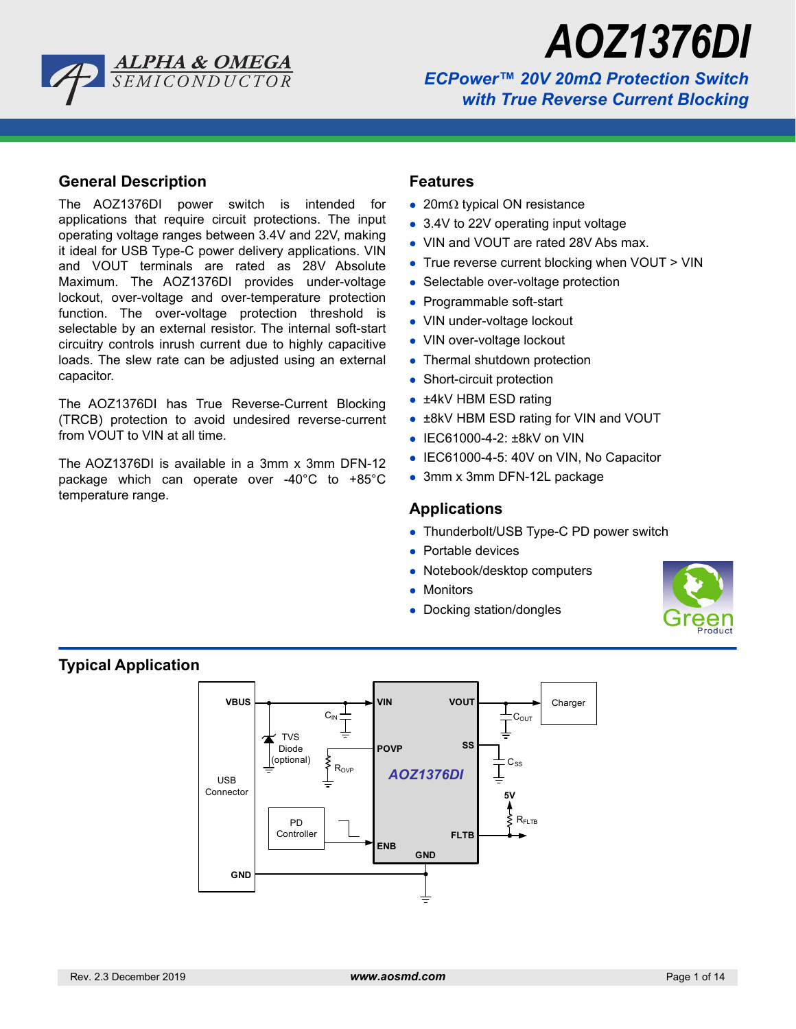# AOZ1376DI

## ECPower™ 20V 20mΩ Protection Switch with True Reverse Current Blocking

## General Description

The AOZ1376DI power switch is intended for applications that require circuit protections. The input operating voltage ranges between 3.4V and 22V, making it ideal for USB Type-C power delivery applications. VIN and VOUT terminals are rated as 28V Absolute Maximum. The AOZ1376DI provides under-voltage lockout, over-voltage and over-temperature protection function. The over-voltage protection threshold is selectable by an external resistor. The internal soft-start circuitry controls inrush current due to highly capacitive loads. The slew rate can be adjusted using an external capacitor.

The AOZ1376DI has True Reverse-Current Blocking (TRCB) protection to avoid undesired reverse-current from VOUT to VIN at all time.

The AOZ1376DI is available in a 3mm x 3mm DFN-12 package which can operate over -40°C to +85°C temperature range.

## Features

- 20mΩ typical ON resistance
- 3.4V to 22V operating input voltage
- VIN and VOUT are rated 28V Abs max.
- True reverse current blocking when VOUT > VIN
- Selectable over-voltage protection
- Programmable soft-start
- VIN under-voltage lockout
- VIN over-voltage lockout
- Thermal shutdown protection
- Short-circuit protection
- ±4kV HBM ESD rating
- ±8kV HBM ESD rating for VIN and VOUT
- IEC61000-4-2: ±8kV on VIN
- IEC61000-4-5: 40V on VIN, No Capacitor
- 3mm x 3mm DFN-12L package

## Applications

- Thunderbolt/USB Type-C PD power switch
- Portable devices
- Notebook/desktop computers
- Monitors
- Docking station/dongles

## Typical Application

USB Connector
VBUS
GND
$C_{IN}$
TVS Diode (optional)
$R_{OVP}$
PD Controller
VIN
POVP
ENB
GND
AOZ1376DI
VOUT
SS
FLTB
$C_{OUT}$
$C_{SS}$
5V
$R_{FLTB}$
Charger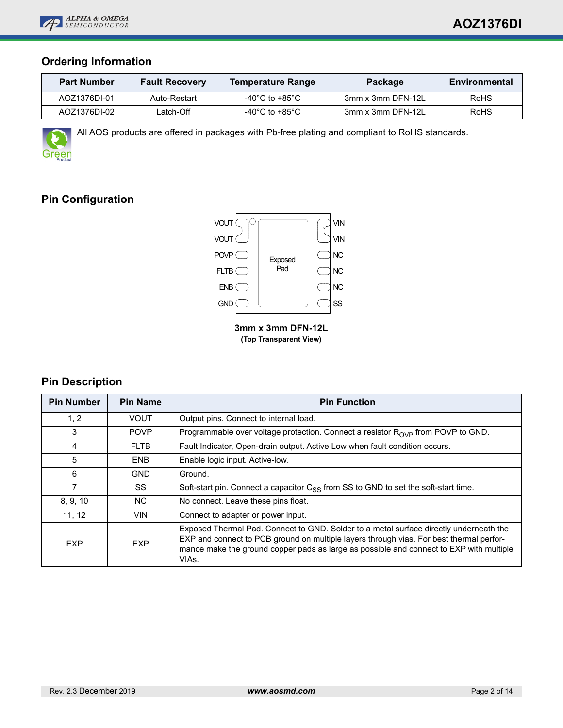## Ordering Information

| Part Number | Fault Recovery | Temperature Range | Package | Environmental |
|---|---|---|---|---|
| AOZ1376DI-01 | Auto-Restart | -40°C to +85°C | 3mm x 3mm DFN-12L | RoHS |
| AOZ1376DI-02 | Latch-Off | -40°C to +85°C | 3mm x 3mm DFN-12L | RoHS |

All AOS products are offered in packages with Pb-free plating and compliant to RoHS standards.

## Pin Configuration

VOUT
VOUT
POVP
FLTB
ENB
GND

Exposed Pad

VIN
VIN
NC
NC
NC
SS

**3mm x 3mm DFN-12L**
**(Top Transparent View)**

## Pin Description

| Pin Number | Pin Name | Pin Function |
|---|---|---|
| 1, 2 | VOUT | Output pins. Connect to internal load. |
| 3 | POVP | Programmable over voltage protection. Connect a resistor $R_{OVP}$ from POVP to GND. |
| 4 | FLTB | Fault Indicator, Open-drain output. Active Low when fault condition occurs. |
| 5 | ENB | Enable logic input. Active-low. |
| 6 | GND | Ground. |
| 7 | SS | Soft-start pin. Connect a capacitor $C_{SS}$ from SS to GND to set the soft-start time. |
| 8, 9, 10 | NC | No connect. Leave these pins float. |
| 11, 12 | VIN | Connect to adapter or power input. |
| EXP | EXP | Exposed Thermal Pad. Connect to GND. Solder to a metal surface directly underneath the EXP and connect to PCB ground on multiple layers through vias. For best thermal performance make the ground copper pads as large as possible and connect to EXP with multiple VIAs. |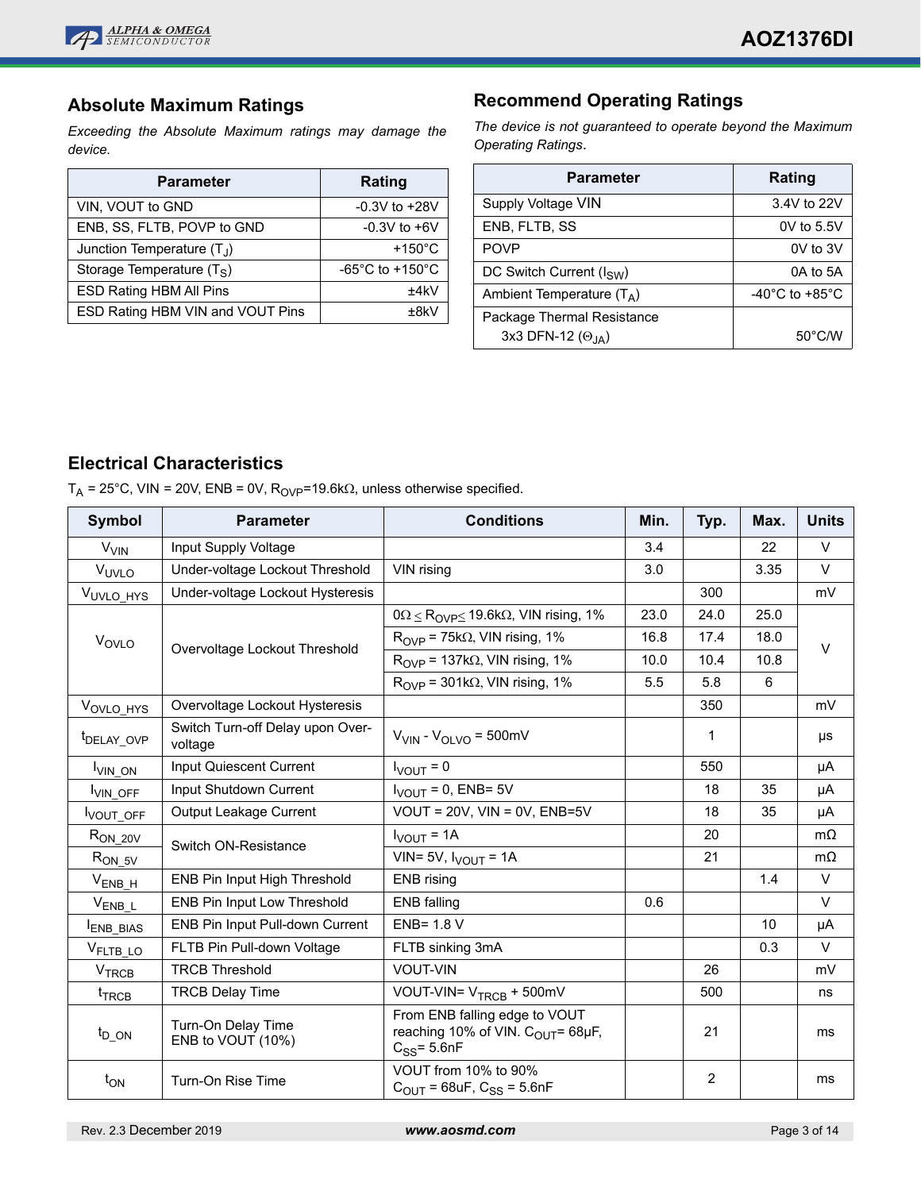## Absolute Maximum Ratings

*Exceeding the Absolute Maximum ratings may damage the device.*

| Parameter | Rating |
|---|---|
| VIN, VOUT to GND | -0.3V to +28V |
| ENB, SS, FLTB, POVP to GND | -0.3V to +6V |
| Junction Temperature ($T_J$) | +150°C |
| Storage Temperature ($T_S$) | -65°C to +150°C |
| ESD Rating HBM All Pins | ±4kV |
| ESD Rating HBM VIN and VOUT Pins | ±8kV |

## Recommend Operating Ratings

*The device is not guaranteed to operate beyond the Maximum Operating Ratings*.

| Parameter | Rating |
|---|---|
| Supply Voltage VIN | 3.4V to 22V |
| ENB, FLTB, SS | 0V to 5.5V |
| POVP | 0V to 3V |
| DC Switch Current ($I_{SW}$) | 0A to 5A |
| Ambient Temperature ($T_A$) | -40°C to +85°C |
| Package Thermal Resistance 3x3 DFN-12 ($\Theta_{JA}$) | 50°C/W |

## Electrical Characteristics

$T_A$ = 25°C, VIN = 20V, ENB = 0V, $R_{OVP}$=19.6kΩ, unless otherwise specified.

| Symbol | Parameter | Conditions | Min. | Typ. | Max. | Units |
|---|---|---|---|---|---|---|
| $V_{VIN}$ | Input Supply Voltage | | 3.4 | | 22 | V |
| $V_{UVLO}$ | Under-voltage Lockout Threshold | VIN rising | 3.0 | | 3.35 | V |
| $V_{UVLO\_HYS}$ | Under-voltage Lockout Hysteresis | | | 300 | | mV |
| $V_{OVLO}$ | Overvoltage Lockout Threshold | $0\Omega \leq R_{OVP} \leq 19.6k\Omega$, VIN rising, 1% | 23.0 | 24.0 | 25.0 | V |
| | | $R_{OVP}$ = 75kΩ, VIN rising, 1% | 16.8 | 17.4 | 18.0 | |
| | | $R_{OVP}$ = 137kΩ, VIN rising, 1% | 10.0 | 10.4 | 10.8 | |
| | | $R_{OVP}$ = 301kΩ, VIN rising, 1% | 5.5 | 5.8 | 6 | |
| $V_{OVLO\_HYS}$ | Overvoltage Lockout Hysteresis | | | 350 | | mV |
| $t_{DELAY\_OVP}$ | Switch Turn-off Delay upon Over-voltage | $V_{VIN}$ - $V_{OLVO}$ = 500mV | | 1 | | µs |
| $I_{VIN\_ON}$ | Input Quiescent Current | $I_{VOUT}$ = 0 | | 550 | | µA |
| $I_{VIN\_OFF}$ | Input Shutdown Current | $I_{VOUT}$ = 0, ENB= 5V | | 18 | 35 | µA |
| $I_{VOUT\_OFF}$ | Output Leakage Current | VOUT = 20V, VIN = 0V, ENB=5V | | 18 | 35 | µA |
| $R_{ON\_20V}$ | Switch ON-Resistance | $I_{VOUT}$ = 1A | | 20 | | mΩ |
| $R_{ON\_5V}$ | | VIN= 5V, $I_{VOUT}$ = 1A | | 21 | | mΩ |
| $V_{ENB\_H}$ | ENB Pin Input High Threshold | ENB rising | | | 1.4 | V |
| $V_{ENB\_L}$ | ENB Pin Input Low Threshold | ENB falling | 0.6 | | | V |
| $I_{ENB\_BIAS}$ | ENB Pin Input Pull-down Current | ENB= 1.8 V | | | 10 | µA |
| $V_{FLTB\_LO}$ | FLTB Pin Pull-down Voltage | FLTB sinking 3mA | | | 0.3 | V |
| $V_{TRCB}$ | TRCB Threshold | VOUT-VIN | | 26 | | mV |
| $t_{TRCB}$ | TRCB Delay Time | VOUT-VIN= $V_{TRCB}$ + 500mV | | 500 | | ns |
| $t_{D\_ON}$ | Turn-On Delay Time ENB to VOUT (10%) | From ENB falling edge to VOUT reaching 10% of VIN. $C_{OUT}$= 68µF, $C_{SS}$= 5.6nF | | 21 | | ms |
| $t_{ON}$ | Turn-On Rise Time | VOUT from 10% to 90% $C_{OUT}$ = 68uF, $C_{SS}$ = 5.6nF | | 2 | | ms |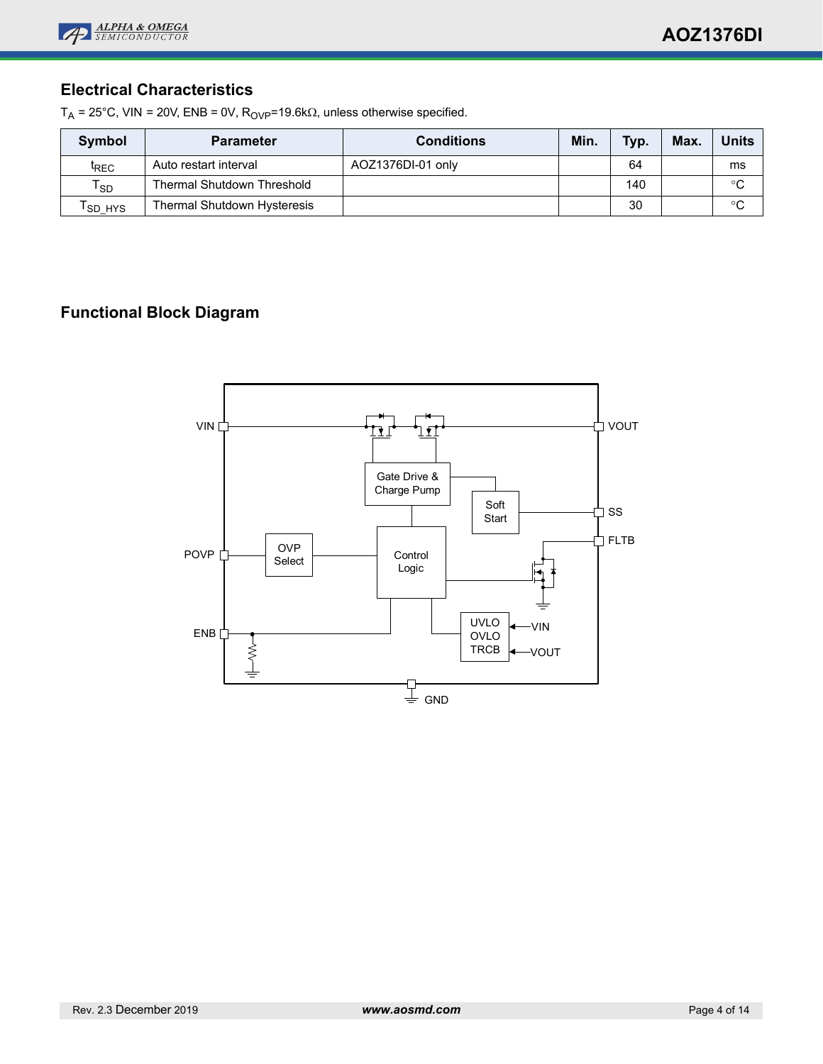## Electrical Characteristics

$T_A$ = 25°C, VIN = 20V, ENB = 0V, $R_{OVP}$=19.6kΩ, unless otherwise specified.

| Symbol | Parameter | Conditions | Min. | Typ. | Max. | Units |
|---|---|---|---|---|---|---|
| $t_{REC}$ | Auto restart interval | AOZ1376DI-01 only | | 64 | | ms |
| $T_{SD}$ | Thermal Shutdown Threshold | | | 140 | | °C |
| $T_{SD\_HYS}$ | Thermal Shutdown Hysteresis | | | 30 | | °C |

## Functional Block Diagram

VIN
VOUT
Gate Drive &
Charge Pump
Soft
Start
SS
FLTB
POVP
OVP
Select
Control
Logic
ENB
UVLO
OVLO
TRCB
VIN
VOUT
GND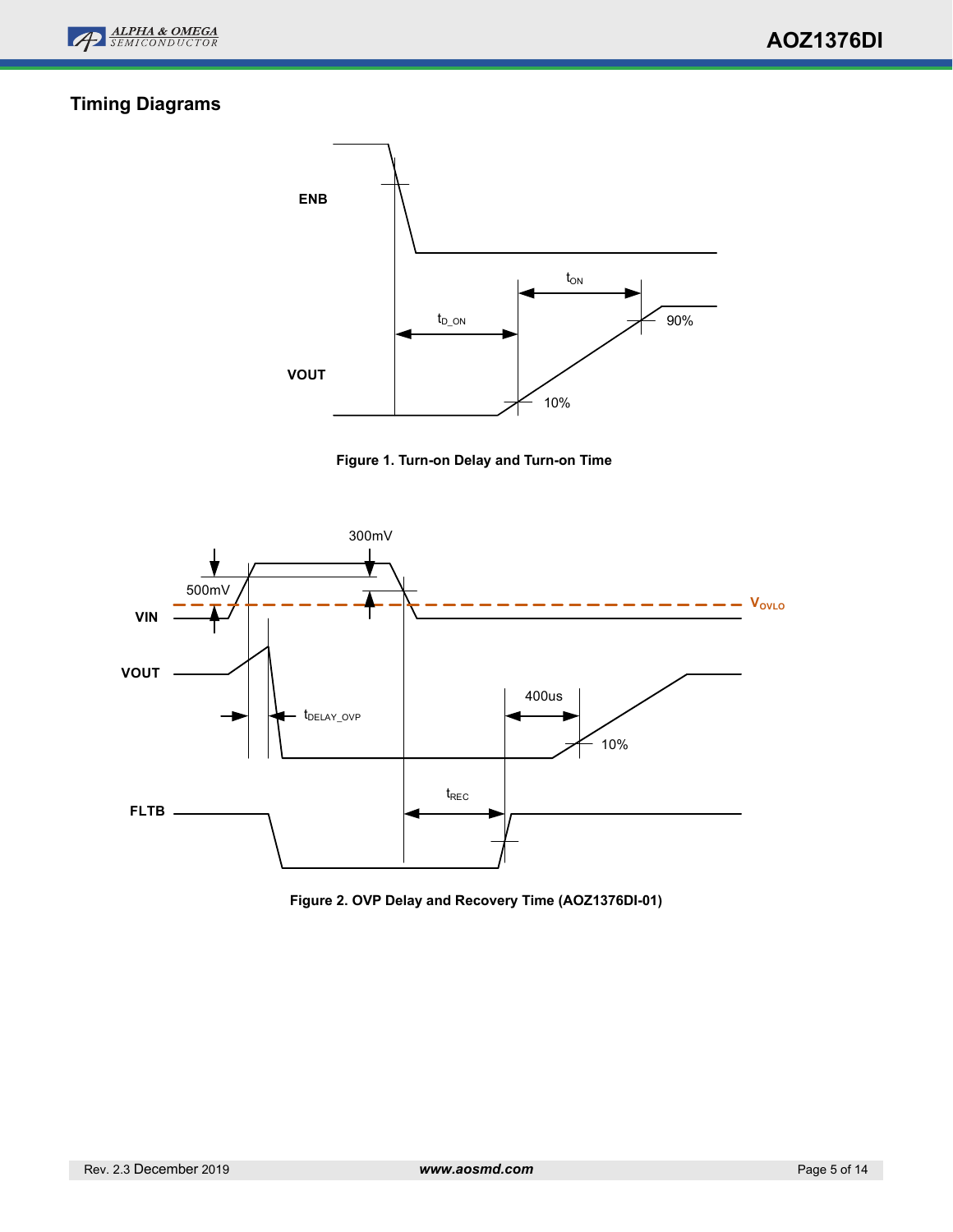## Timing Diagrams

ENB

$t_{ON}$

$t_{D\_ON}$

90%

VOUT

10%

Figure 1. Turn-on Delay and Turn-on Time

300mV

500mV

$V_{OVLO}$

VIN

VOUT

$t_{DELAY\_OVP}$

400us

10%

$t_{REC}$

FLTB

Figure 2. OVP Delay and Recovery Time (AOZ1376DI-01)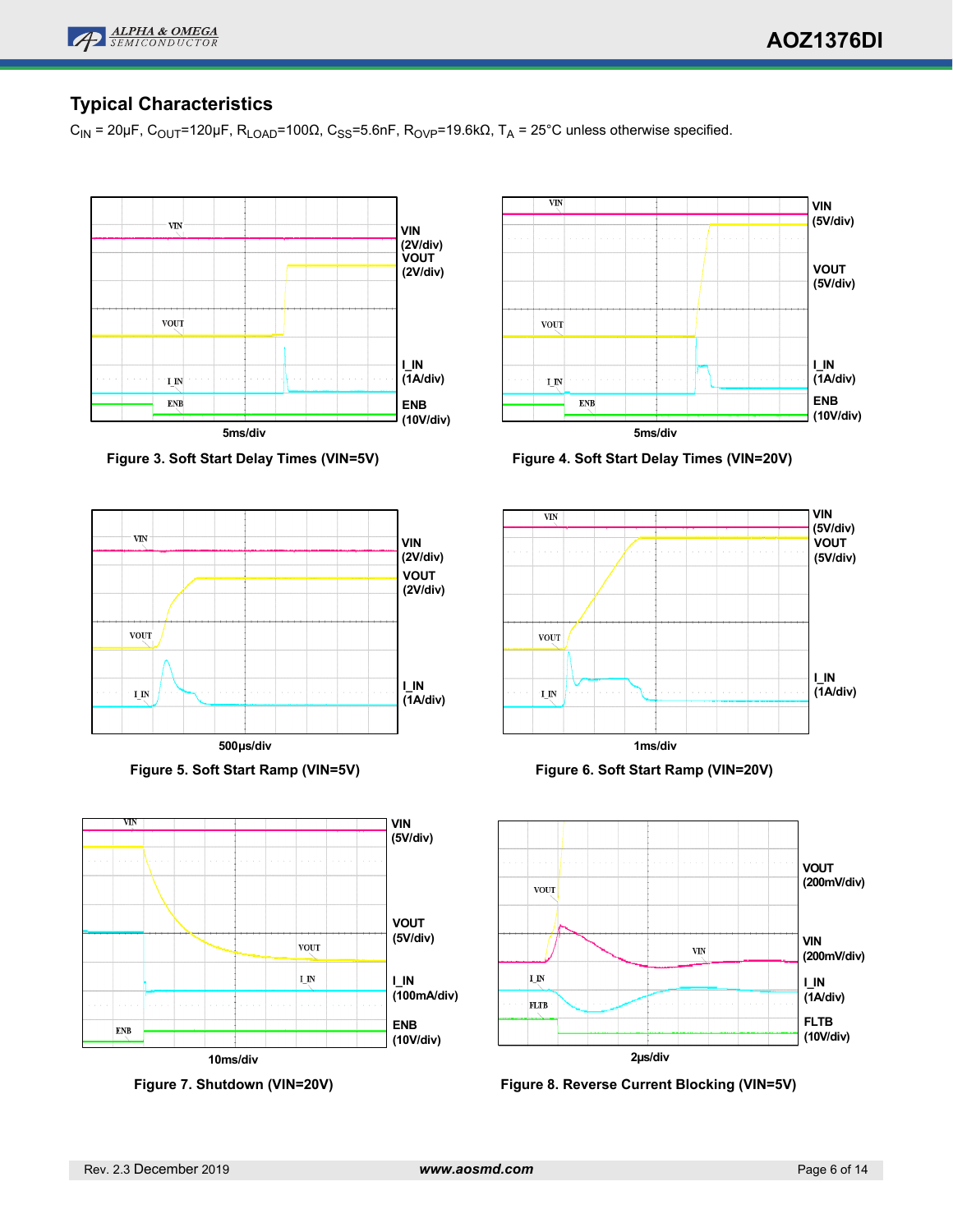## Typical Characteristics

$C_{IN}$ = 20µF, $C_{OUT}$=120µF, $R_{LOAD}$=100Ω, $C_{SS}$=5.6nF, $R_{OVP}$=19.6kΩ, $T_A$ = 25°C unless otherwise specified.

VIN
VOUT
I_IN
ENB
VIN (2V/div)
VOUT (2V/div)
I_IN (1A/div)
ENB (10V/div)
5ms/div

Figure 3. Soft Start Delay Times (VIN=5V)

VIN
VOUT
I_IN
ENB
VIN (5V/div)
VOUT (5V/div)
I_IN (1A/div)
ENB (10V/div)
5ms/div

Figure 4. Soft Start Delay Times (VIN=20V)

VIN
VOUT
I_IN
VIN (2V/div)
VOUT (2V/div)
I_IN (1A/div)
500µs/div

Figure 5. Soft Start Ramp (VIN=5V)

VIN
VOUT
I_IN
VIN (5V/div)
VOUT (5V/div)
I_IN (1A/div)
1ms/div

Figure 6. Soft Start Ramp (VIN=20V)

VIN
VOUT
I_IN
ENB
VIN (5V/div)
VOUT (5V/div)
I_IN (100mA/div)
ENB (10V/div)
10ms/div

Figure 7. Shutdown (VIN=20V)

VOUT
VIN
I_IN
FLTB
VOUT (200mV/div)
VIN (200mV/div)
I_IN (1A/div)
FLTB (10V/div)
2µs/div

Figure 8. Reverse Current Blocking (VIN=5V)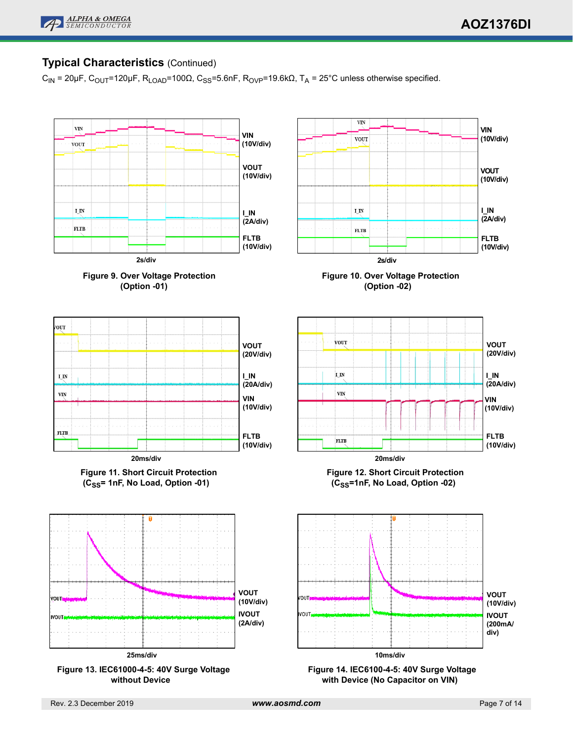## Typical Characteristics (Continued)

$C_{IN}$ = 20µF, $C_{OUT}$=120µF, $R_{LOAD}$=100Ω, $C_{SS}$=5.6nF, $R_{OVP}$=19.6kΩ, $T_A$ = 25°C unless otherwise specified.

VIN
VOUT
I_IN
FLTB
VIN (10V/div)
VOUT (10V/div)
I_IN (2A/div)
FLTB (10V/div)
2s/div

Figure 9. Over Voltage Protection (Option -01)

VIN
VOUT
I_IN
FLTB
VIN (10V/div)
VOUT (10V/div)
I_IN (2A/div)
FLTB (10V/div)
2s/div

Figure 10. Over Voltage Protection (Option -02)

VOUT
I_IN
VIN
FLTB
VOUT (20V/div)
I_IN (20A/div)
VIN (10V/div)
FLTB (10V/div)
20ms/div

Figure 11. Short Circuit Protection ($C_{SS}$= 1nF, No Load, Option -01)

VOUT
I_IN
VIN
FLTB
VOUT (20V/div)
I_IN (20A/div)
VIN (10V/div)
FLTB (10V/div)
20ms/div

Figure 12. Short Circuit Protection ($C_{SS}$=1nF, No Load, Option -02)

VOUT
IVOUT
VOUT (10V/div)
IVOUT (2A/div)
25ms/div

Figure 13. IEC61000-4-5: 40V Surge Voltage without Device

VOUT
IVOUT
VOUT (10V/div)
IVOUT (200mA/div)
10ms/div

Figure 14. IEC6100-4-5: 40V Surge Voltage with Device (No Capacitor on VIN)

Rev. 2.3 December 2019 www.aosmd.com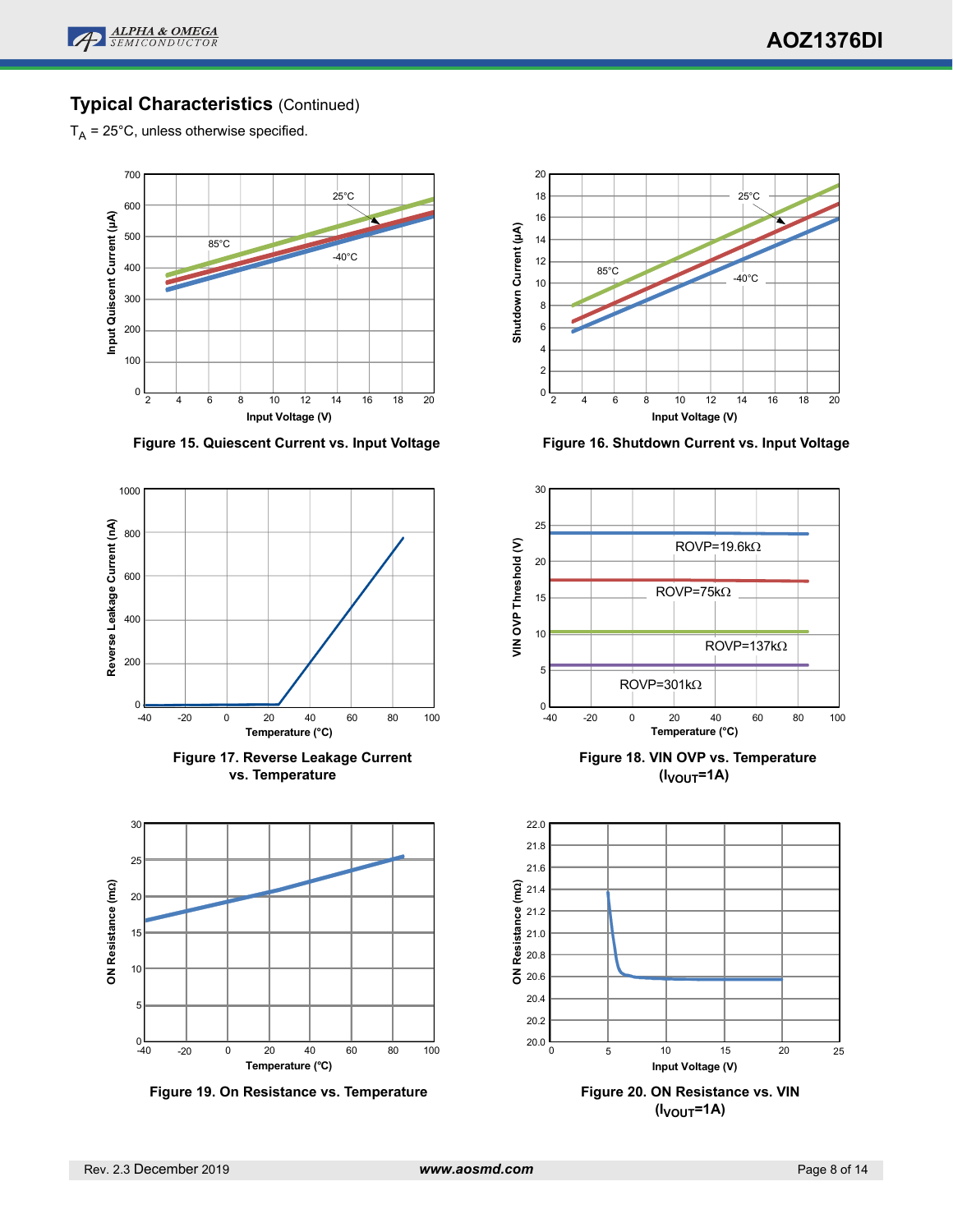## Typical Characteristics (Continued)

$T_A$ = 25°C, unless otherwise specified.

Input Quiescent Current (µA)
700
600
500
400
300
200
100
0
2 4 6 8 10 12 14 16 18 20
Input Voltage (V)
25°C
85°C
-40°C

Figure 15. Quiescent Current vs. Input Voltage

Shutdown Current (µA)
20
18
16
14
12
10
8
6
4
2
0
2 4 6 8 10 12 14 16 18 20
Input Voltage (V)
25°C
85°C
-40°C

Figure 16. Shutdown Current vs. Input Voltage

Reverse Leakage Current (nA)
1000
800
600
400
200
0
-40 -20 0 20 40 60 80 100
Temperature (°C)

Figure 17. Reverse Leakage Current vs. Temperature

VIN OVP Threshold (V)
30
25
20
15
10
5
0
-40 -20 0 20 40 60 80 100
Temperature (°C)
ROVP=19.6kΩ
ROVP=75kΩ
ROVP=137kΩ
ROVP=301kΩ

Figure 18. VIN OVP vs. Temperature ($I_{VOUT}$=1A)

ON Resistance (mΩ)
30
25
20
15
10
5
0
-40 -20 0 20 40 60 80 100
Temperature (ºC)

Figure 19. On Resistance vs. Temperature

ON Resistance (mΩ)
22.0
21.8
21.6
21.4
21.2
21.0
20.8
20.6
20.4
20.2
20.0
0 5 10 15 20 25
Input Voltage (V)

Figure 20. ON Resistance vs. VIN ($I_{VOUT}$=1A)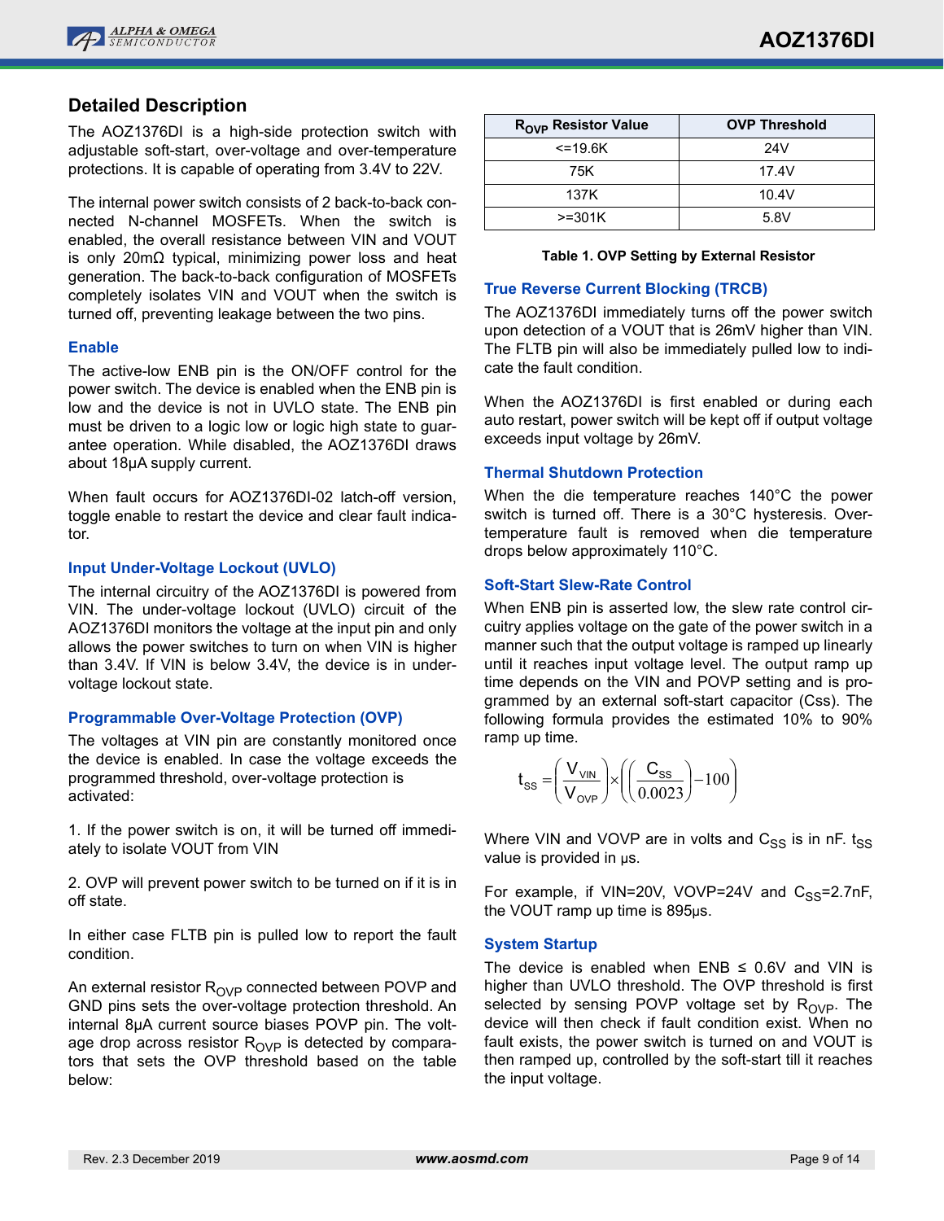## Detailed Description

The AOZ1376DI is a high-side protection switch with adjustable soft-start, over-voltage and over-temperature protections. It is capable of operating from 3.4V to 22V.

The internal power switch consists of 2 back-to-back connected N-channel MOSFETs. When the switch is enabled, the overall resistance between VIN and VOUT is only 20mΩ typical, minimizing power loss and heat generation. The back-to-back configuration of MOSFETs completely isolates VIN and VOUT when the switch is turned off, preventing leakage between the two pins.

### Enable

The active-low ENB pin is the ON/OFF control for the power switch. The device is enabled when the ENB pin is low and the device is not in UVLO state. The ENB pin must be driven to a logic low or logic high state to guarantee operation. While disabled, the AOZ1376DI draws about 18µA supply current.

When fault occurs for AOZ1376DI-02 latch-off version, toggle enable to restart the device and clear fault indicator.

### Input Under-Voltage Lockout (UVLO)

The internal circuitry of the AOZ1376DI is powered from VIN. The under-voltage lockout (UVLO) circuit of the AOZ1376DI monitors the voltage at the input pin and only allows the power switches to turn on when VIN is higher than 3.4V. If VIN is below 3.4V, the device is in under-voltage lockout state.

### Programmable Over-Voltage Protection (OVP)

The voltages at VIN pin are constantly monitored once the device is enabled. In case the voltage exceeds the programmed threshold, over-voltage protection is activated:

1. If the power switch is on, it will be turned off immediately to isolate VOUT from VIN

2. OVP will prevent power switch to be turned on if it is in off state.

In either case FLTB pin is pulled low to report the fault condition.

An external resistor $R_{OVP}$ connected between POVP and GND pins sets the over-voltage protection threshold. An internal 8µA current source biases POVP pin. The voltage drop across resistor $R_{OVP}$ is detected by comparators that sets the OVP threshold based on the table below:

| $R_{OVP}$ Resistor Value | OVP Threshold |
|---|---|
| <=19.6K | 24V |
| 75K | 17.4V |
| 137K | 10.4V |
| >=301K | 5.8V |

**Table 1. OVP Setting by External Resistor**

### True Reverse Current Blocking (TRCB)

The AOZ1376DI immediately turns off the power switch upon detection of a VOUT that is 26mV higher than VIN. The FLTB pin will also be immediately pulled low to indicate the fault condition.

When the AOZ1376DI is first enabled or during each auto restart, power switch will be kept off if output voltage exceeds input voltage by 26mV.

### Thermal Shutdown Protection

When the die temperature reaches 140°C the power switch is turned off. There is a 30°C hysteresis. Over-temperature fault is removed when die temperature drops below approximately 110°C.

### Soft-Start Slew-Rate Control

When ENB pin is asserted low, the slew rate control circuitry applies voltage on the gate of the power switch in a manner such that the output voltage is ramped up linearly until it reaches input voltage level. The output ramp up time depends on the VIN and POVP setting and is programmed by an external soft-start capacitor (Css). The following formula provides the estimated 10% to 90% ramp up time.

$$t_{SS} = \left(\frac{V_{VIN}}{V_{OVP}}\right) \times \left(\left(\frac{C_{SS}}{0.0023}\right) - 100\right)$$

Where VIN and VOVP are in volts and $C_{SS}$ is in nF. $t_{SS}$ value is provided in µs.

For example, if VIN=20V, VOVP=24V and $C_{SS}$=2.7nF, the VOUT ramp up time is 895µs.

### System Startup

The device is enabled when ENB ≤ 0.6V and VIN is higher than UVLO threshold. The OVP threshold is first selected by sensing POVP voltage set by $R_{OVP}$. The device will then check if fault condition exist. When no fault exists, the power switch is turned on and VOUT is then ramped up, controlled by the soft-start till it reaches the input voltage.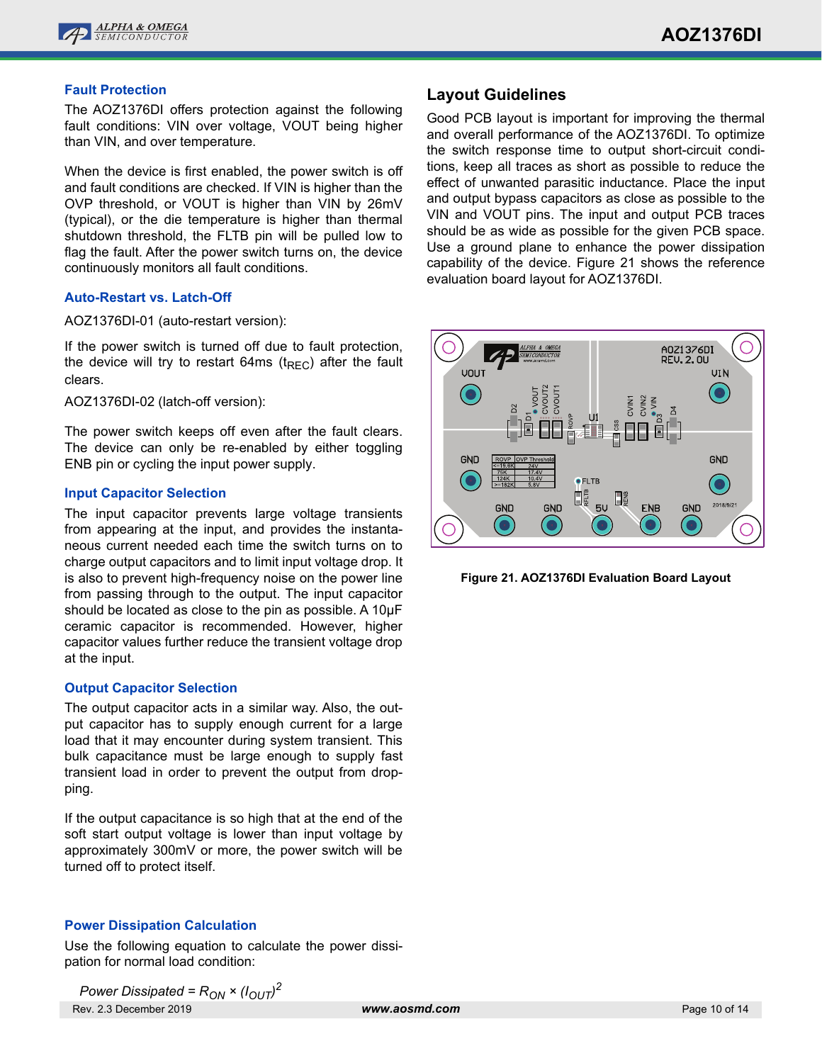### Fault Protection

The AOZ1376DI offers protection against the following fault conditions: VIN over voltage, VOUT being higher than VIN, and over temperature.

When the device is first enabled, the power switch is off and fault conditions are checked. If VIN is higher than the OVP threshold, or VOUT is higher than VIN by 26mV (typical), or the die temperature is higher than thermal shutdown threshold, the FLTB pin will be pulled low to flag the fault. After the power switch turns on, the device continuously monitors all fault conditions.

### Auto-Restart vs. Latch-Off

AOZ1376DI-01 (auto-restart version):

If the power switch is turned off due to fault protection, the device will try to restart 64ms ($t_{REC}$) after the fault clears.

AOZ1376DI-02 (latch-off version):

The power switch keeps off even after the fault clears. The device can only be re-enabled by either toggling ENB pin or cycling the input power supply.

### Input Capacitor Selection

The input capacitor prevents large voltage transients from appearing at the input, and provides the instantaneous current needed each time the switch turns on to charge output capacitors and to limit input voltage drop. It is also to prevent high-frequency noise on the power line from passing through to the output. The input capacitor should be located as close to the pin as possible. A 10µF ceramic capacitor is recommended. However, higher capacitor values further reduce the transient voltage drop at the input.

### Output Capacitor Selection

The output capacitor acts in a similar way. Also, the output capacitor has to supply enough current for a large load that it may encounter during system transient. This bulk capacitance must be large enough to supply fast transient load in order to prevent the output from dropping.

If the output capacitance is so high that at the end of the soft start output voltage is lower than input voltage by approximately 300mV or more, the power switch will be turned off to protect itself.

### Power Dissipation Calculation

Use the following equation to calculate the power dissipation for normal load condition:

$$Power\ Dissipated = R_{ON} \times (I_{OUT})^2$$

## Layout Guidelines

Good PCB layout is important for improving the thermal and overall performance of the AOZ1376DI. To optimize the switch response time to output short-circuit conditions, keep all traces as short as possible to reduce the effect of unwanted parasitic inductance. Place the input and output bypass capacitors as close as possible to the VIN and VOUT pins. The input and output PCB traces should be as wide as possible for the given PCB space. Use a ground plane to enhance the power dissipation capability of the device. Figure 21 shows the reference evaluation board layout for AOZ1376DI.

**Figure 21. AOZ1376DI Evaluation Board Layout**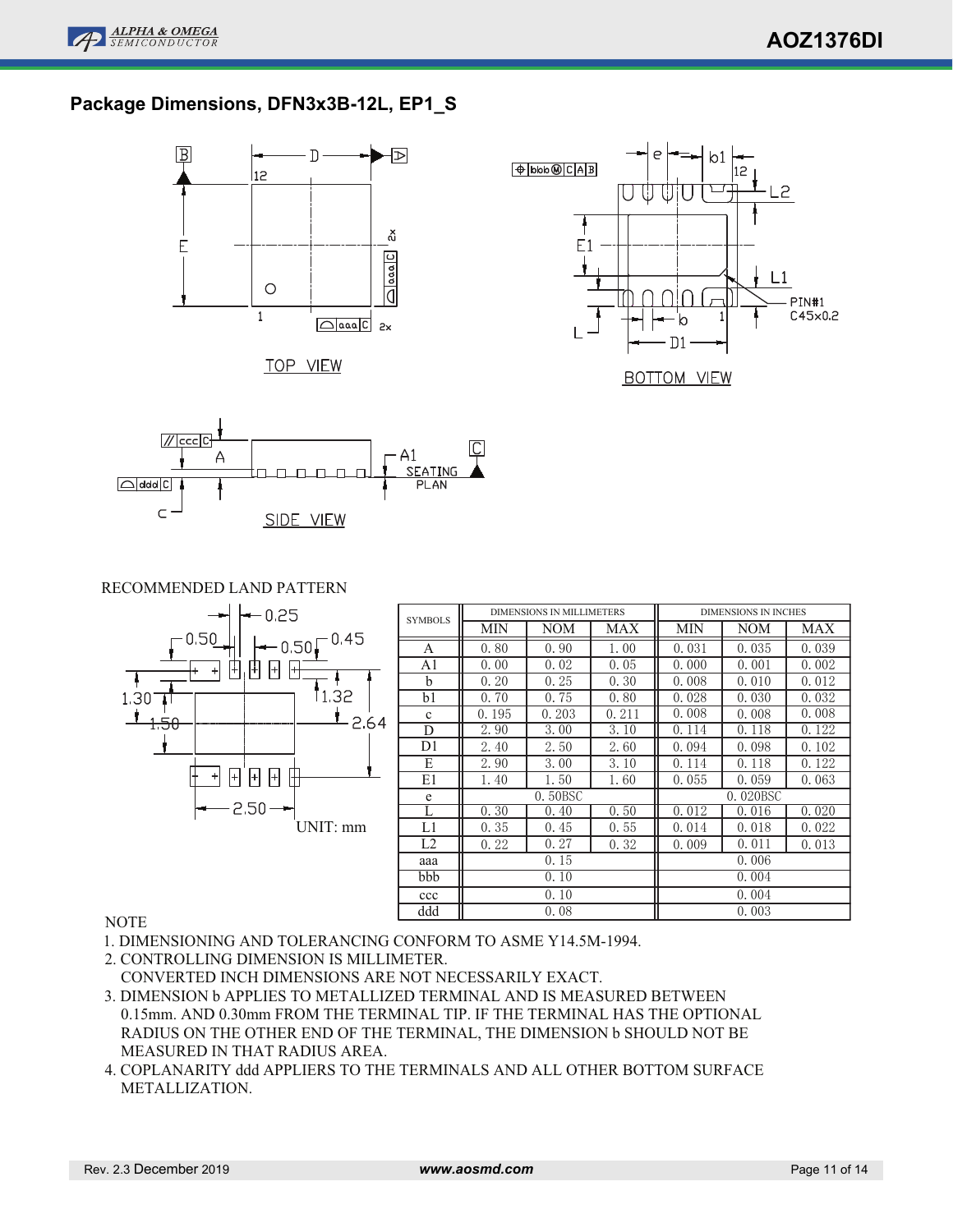## Package Dimensions, DFN3x3B-12L, EP1_S

TOP VIEW

BOTTOM VIEW

SIDE VIEW

RECOMMENDED LAND PATTERN

0.25
0.50
0.50
0.45
1.30
1.32
1.50
2.64
2.50
UNIT: mm

| SYMBOLS | DIMENSIONS IN MILLIMETERS | | | DIMENSIONS IN INCHES | | |
|---|---|---|---|---|---|---|
| | MIN | NOM | MAX | MIN | NOM | MAX |
| A | 0.80 | 0.90 | 1.00 | 0.031 | 0.035 | 0.039 |
| A1 | 0.00 | 0.02 | 0.05 | 0.000 | 0.001 | 0.002 |
| b | 0.20 | 0.25 | 0.30 | 0.008 | 0.010 | 0.012 |
| b1 | 0.70 | 0.75 | 0.80 | 0.028 | 0.030 | 0.032 |
| c | 0.195 | 0.203 | 0.211 | 0.008 | 0.008 | 0.008 |
| D | 2.90 | 3.00 | 3.10 | 0.114 | 0.118 | 0.122 |
| D1 | 2.40 | 2.50 | 2.60 | 0.094 | 0.098 | 0.102 |
| E | 2.90 | 3.00 | 3.10 | 0.114 | 0.118 | 0.122 |
| E1 | 1.40 | 1.50 | 1.60 | 0.055 | 0.059 | 0.063 |
| e | | 0.50BSC | | | 0.020BSC | |
| L | 0.30 | 0.40 | 0.50 | 0.012 | 0.016 | 0.020 |
| L1 | 0.35 | 0.45 | 0.55 | 0.014 | 0.018 | 0.022 |
| L2 | 0.22 | 0.27 | 0.32 | 0.009 | 0.011 | 0.013 |
| aaa | | 0.15 | | | 0.006 | |
| bbb | | 0.10 | | | 0.004 | |
| ccc | | 0.10 | | | 0.004 | |
| ddd | | 0.08 | | | 0.003 | |

NOTE

1. DIMENSIONING AND TOLERANCING CONFORM TO ASME Y14.5M-1994.
2. CONTROLLING DIMENSION IS MILLIMETER.
   CONVERTED INCH DIMENSIONS ARE NOT NECESSARILY EXACT.
3. DIMENSION b APPLIES TO METALLIZED TERMINAL AND IS MEASURED BETWEEN 0.15mm. AND 0.30mm FROM THE TERMINAL TIP. IF THE TERMINAL HAS THE OPTIONAL RADIUS ON THE OTHER END OF THE TERMINAL, THE DIMENSION b SHOULD NOT BE MEASURED IN THAT RADIUS AREA.
4. COPLANARITY ddd APPLIERS TO THE TERMINALS AND ALL OTHER BOTTOM SURFACE METALLIZATION.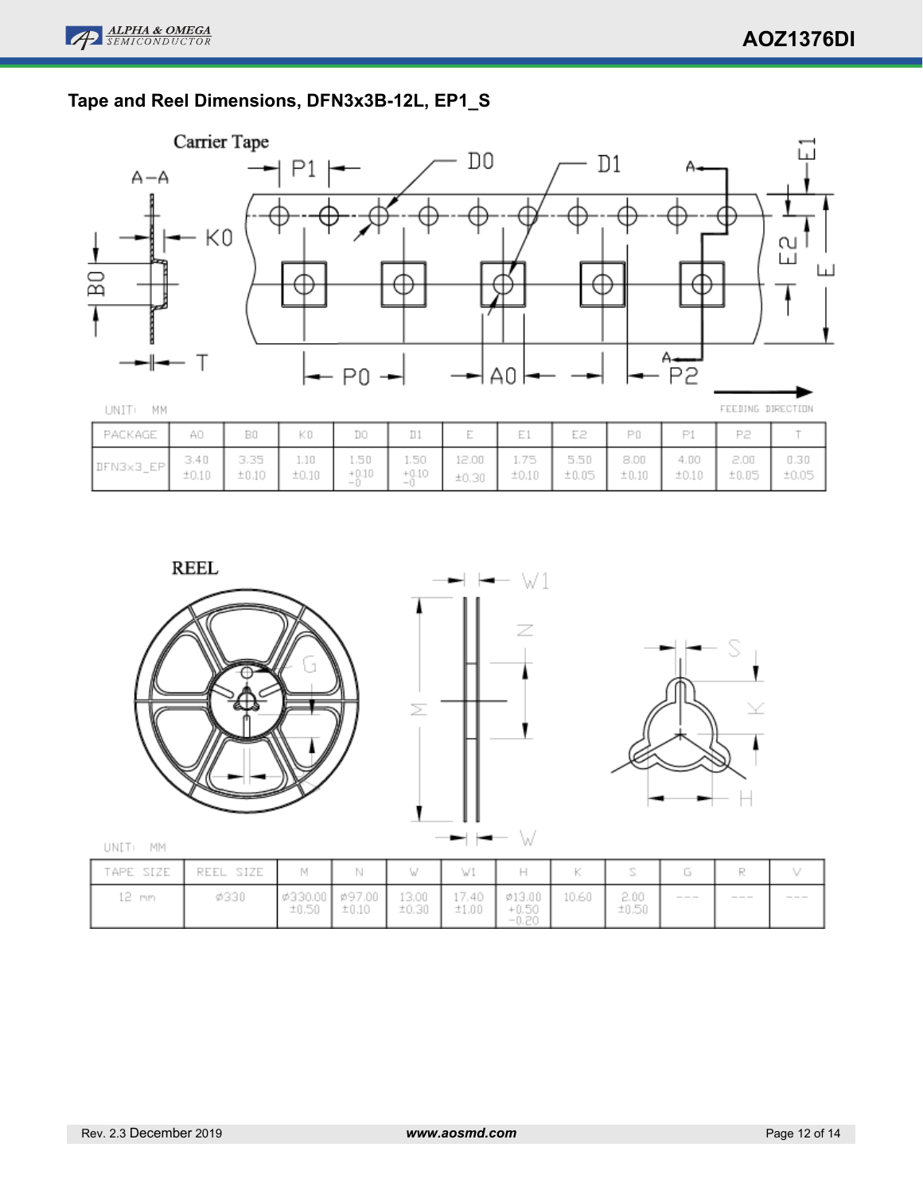## Tape and Reel Dimensions, DFN3x3B-12L, EP1_S

Carrier Tape

A−A

P1 D0 D1 A E1 K0 B0 E2 E T P0 A0 P2

FEEDING DIRECTION

UNIT: MM

| PACKAGE | A0 | B0 | K0 | D0 | D1 | E | E1 | E2 | P0 | P1 | P2 | T |
|---|---|---|---|---|---|---|---|---|---|---|---|---|
| DFN3x3_EP | 3.40 ±0.10 | 3.35 ±0.10 | 1.10 ±0.10 | 1.50 +0.10 −0 | 1.50 +0.10 −0 | 12.00 ±0.30 | 1.75 ±0.10 | 5.50 ±0.05 | 8.00 ±0.10 | 4.00 ±0.10 | 2.00 ±0.05 | 0.30 ±0.05 |

REEL

W1 N M W S K H G

UNIT: MM

| TAPE SIZE | REEL SIZE | M | N | W | W1 | H | K | S | G | R | V |
|---|---|---|---|---|---|---|---|---|---|---|---|
| 12 mm | ø330 | ø330.00 ±0.50 | ø97.00 ±0.10 | 13.00 ±0.30 | 17.40 ±1.00 | ø13.00 +0.50 −0.20 | 10.60 | 2.00 ±0.50 | --- | --- | --- |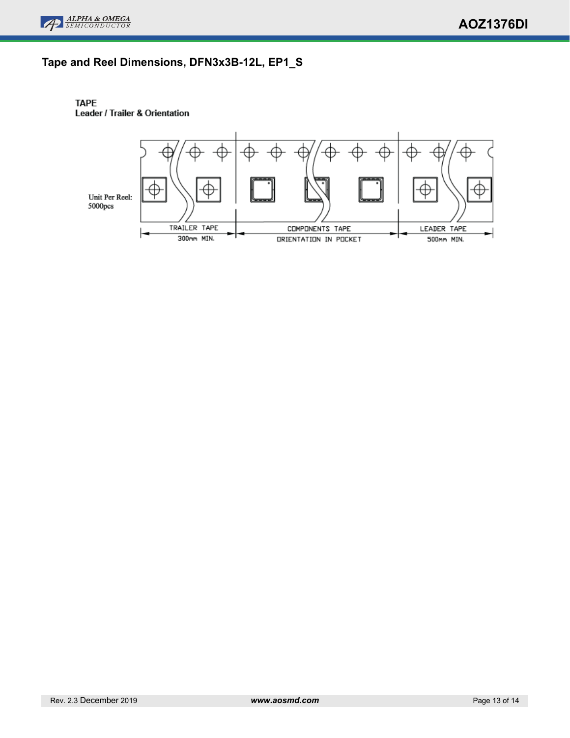## Tape and Reel Dimensions, DFN3x3B-12L, EP1_S

**TAPE**
**Leader / Trailer & Orientation**

Unit Per Reel:
5000pcs

TRAILER TAPE
300mm MIN.

COMPONENTS TAPE
ORIENTATION IN POCKET

LEADER TAPE
500mm MIN.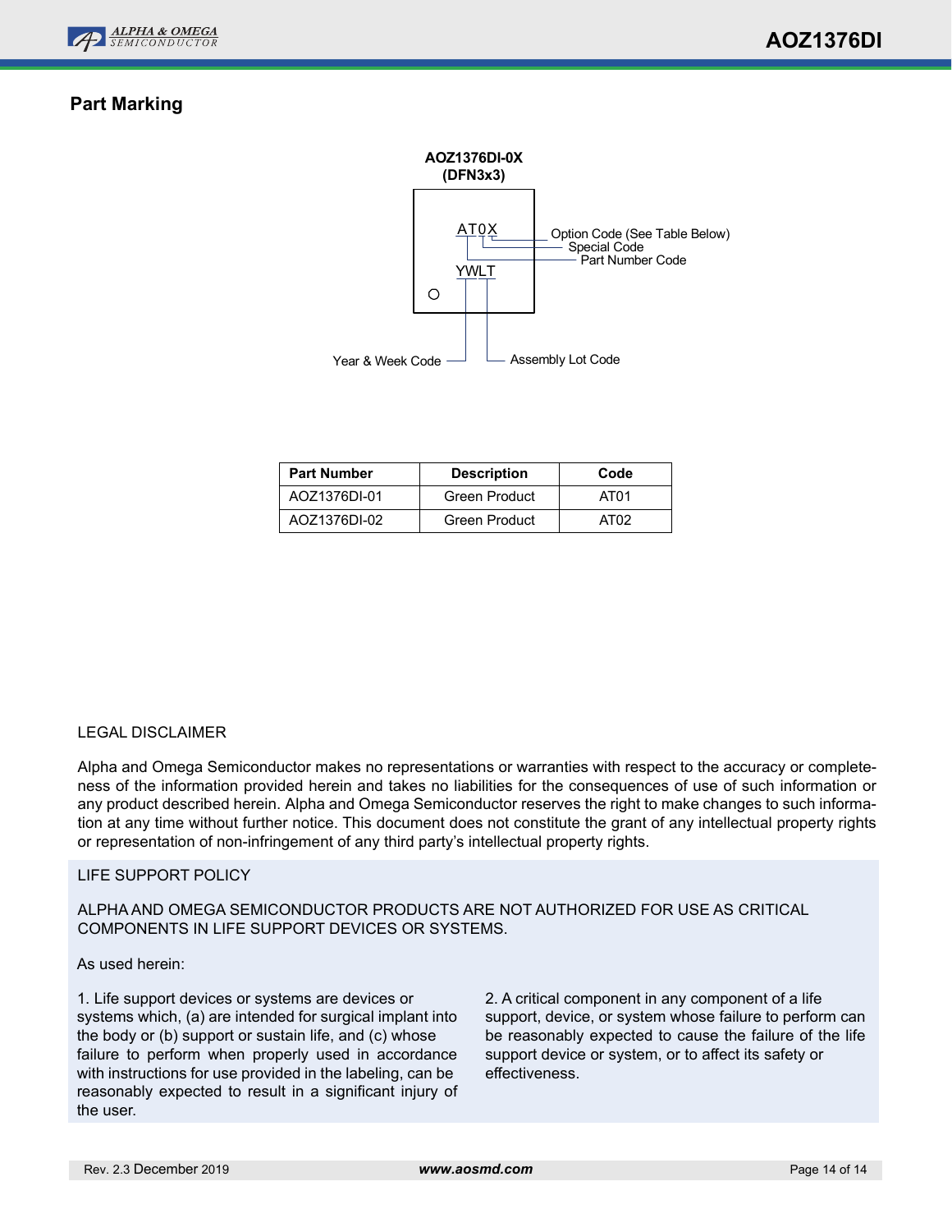## Part Marking

AOZ1376DI-0X
(DFN3x3)

AT0X

YWLT

Option Code (See Table Below)
Special Code
Part Number Code

Year & Week Code
Assembly Lot Code

| Part Number | Description | Code |
|---|---|---|
| AOZ1376DI-01 | Green Product | AT01 |
| AOZ1376DI-02 | Green Product | AT02 |

LEGAL DISCLAIMER

Alpha and Omega Semiconductor makes no representations or warranties with respect to the accuracy or completeness of the information provided herein and takes no liabilities for the consequences of use of such information or any product described herein. Alpha and Omega Semiconductor reserves the right to make changes to such information at any time without further notice. This document does not constitute the grant of any intellectual property rights or representation of non-infringement of any third party's intellectual property rights.

LIFE SUPPORT POLICY

ALPHA AND OMEGA SEMICONDUCTOR PRODUCTS ARE NOT AUTHORIZED FOR USE AS CRITICAL COMPONENTS IN LIFE SUPPORT DEVICES OR SYSTEMS.

As used herein:

1. Life support devices or systems are devices or systems which, (a) are intended for surgical implant into the body or (b) support or sustain life, and (c) whose failure to perform when properly used in accordance with instructions for use provided in the labeling, can be reasonably expected to result in a significant injury of the user.

2. A critical component in any component of a life support, device, or system whose failure to perform can be reasonably expected to cause the failure of the life support device or system, or to affect its safety or effectiveness.